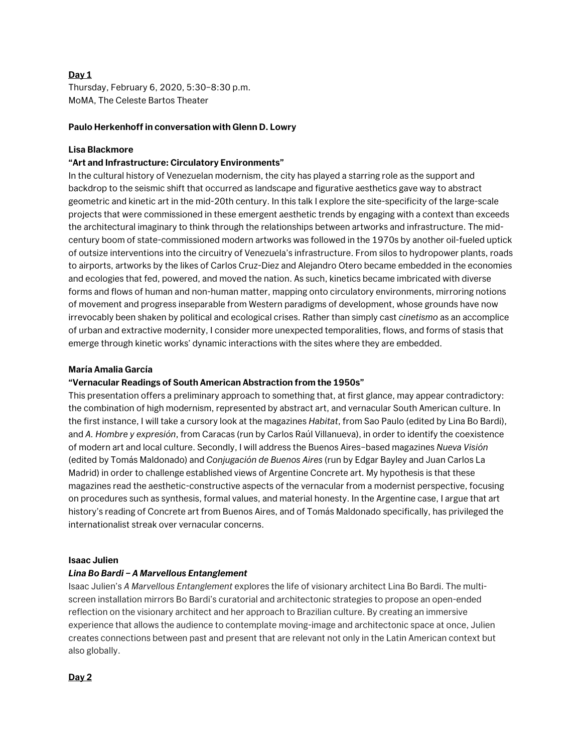## Day 1

Thursday, February 6, 2020, 5:30–8:30 p.m.
MoMA, The Celeste Bartos Theater

**Paulo Herkenhoff in conversation with Glenn D. Lowry**

**Lisa Blackmore**

**"Art and Infrastructure: Circulatory Environments"**

In the cultural history of Venezuelan modernism, the city has played a starring role as the support and backdrop to the seismic shift that occurred as landscape and figurative aesthetics gave way to abstract geometric and kinetic art in the mid-20th century. In this talk I explore the site-specificity of the large-scale projects that were commissioned in these emergent aesthetic trends by engaging with a context than exceeds the architectural imaginary to think through the relationships between artworks and infrastructure. The mid-century boom of state-commissioned modern artworks was followed in the 1970s by another oil-fueled uptick of outsize interventions into the circuitry of Venezuela's infrastructure. From silos to hydropower plants, roads to airports, artworks by the likes of Carlos Cruz-Diez and Alejandro Otero became embedded in the economies and ecologies that fed, powered, and moved the nation. As such, kinetics became imbricated with diverse forms and flows of human and non-human matter, mapping onto circulatory environments, mirroring notions of movement and progress inseparable from Western paradigms of development, whose grounds have now irrevocably been shaken by political and ecological crises. Rather than simply cast *cinetismo* as an accomplice of urban and extractive modernity, I consider more unexpected temporalities, flows, and forms of stasis that emerge through kinetic works' dynamic interactions with the sites where they are embedded.

**María Amalia García**

**"Vernacular Readings of South American Abstraction from the 1950s"**

This presentation offers a preliminary approach to something that, at first glance, may appear contradictory: the combination of high modernism, represented by abstract art, and vernacular South American culture. In the first instance, I will take a cursory look at the magazines *Habitat*, from Sao Paulo (edited by Lina Bo Bardi), and *A. Hombre y expresión*, from Caracas (run by Carlos Raúl Villanueva), in order to identify the coexistence of modern art and local culture. Secondly, I will address the Buenos Aires–based magazines *Nueva Visión* (edited by Tomás Maldonado) and *Conjugación de Buenos Aires* (run by Edgar Bayley and Juan Carlos La Madrid) in order to challenge established views of Argentine Concrete art. My hypothesis is that these magazines read the aesthetic-constructive aspects of the vernacular from a modernist perspective, focusing on procedures such as synthesis, formal values, and material honesty. In the Argentine case, I argue that art history's reading of Concrete art from Buenos Aires, and of Tomás Maldonado specifically, has privileged the internationalist streak over vernacular concerns.

**Isaac Julien**

***Lina Bo Bardi – A Marvellous Entanglement***

Isaac Julien's *A Marvellous Entanglement* explores the life of visionary architect Lina Bo Bardi. The multi-screen installation mirrors Bo Bardi's curatorial and architectonic strategies to propose an open-ended reflection on the visionary architect and her approach to Brazilian culture. By creating an immersive experience that allows the audience to contemplate moving-image and architectonic space at once, Julien creates connections between past and present that are relevant not only in the Latin American context but also globally.

## Day 2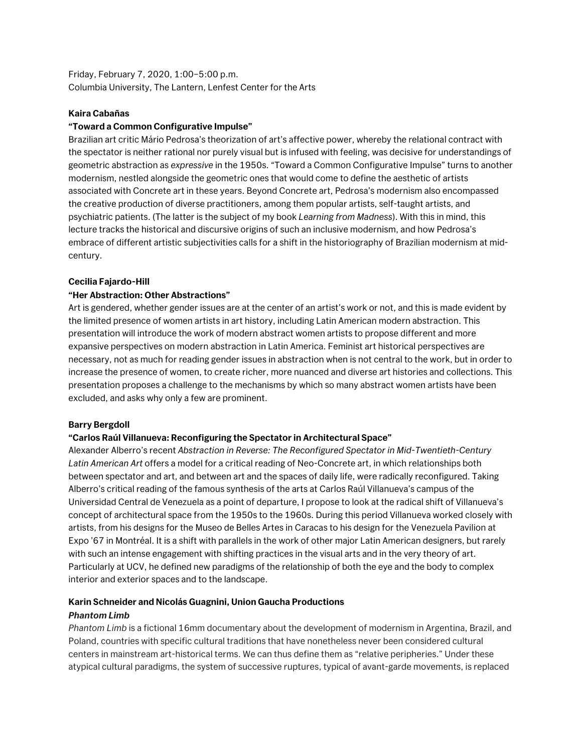Friday, February 7, 2020, 1:00–5:00 p.m.
Columbia University, The Lantern, Lenfest Center for the Arts

**Kaira Cabañas**

**"Toward a Common Configurative Impulse"**

Brazilian art critic Mário Pedrosa's theorization of art's affective power, whereby the relational contract with the spectator is neither rational nor purely visual but is infused with feeling, was decisive for understandings of geometric abstraction as *expressive* in the 1950s. "Toward a Common Configurative Impulse" turns to another modernism, nestled alongside the geometric ones that would come to define the aesthetic of artists associated with Concrete art in these years. Beyond Concrete art, Pedrosa's modernism also encompassed the creative production of diverse practitioners, among them popular artists, self-taught artists, and psychiatric patients. (The latter is the subject of my book *Learning from Madness*). With this in mind, this lecture tracks the historical and discursive origins of such an inclusive modernism, and how Pedrosa's embrace of different artistic subjectivities calls for a shift in the historiography of Brazilian modernism at mid-century.

**Cecilia Fajardo-Hill**

**"Her Abstraction: Other Abstractions"**

Art is gendered, whether gender issues are at the center of an artist's work or not, and this is made evident by the limited presence of women artists in art history, including Latin American modern abstraction. This presentation will introduce the work of modern abstract women artists to propose different and more expansive perspectives on modern abstraction in Latin America. Feminist art historical perspectives are necessary, not as much for reading gender issues in abstraction when is not central to the work, but in order to increase the presence of women, to create richer, more nuanced and diverse art histories and collections. This presentation proposes a challenge to the mechanisms by which so many abstract women artists have been excluded, and asks why only a few are prominent.

**Barry Bergdoll**

**"Carlos Raúl Villanueva: Reconfiguring the Spectator in Architectural Space"**

Alexander Alberro's recent *Abstraction in Reverse: The Reconfigured Spectator in Mid-Twentieth-Century Latin American Art* offers a model for a critical reading of Neo-Concrete art, in which relationships both between spectator and art, and between art and the spaces of daily life, were radically reconfigured. Taking Alberro's critical reading of the famous synthesis of the arts at Carlos Raúl Villanueva's campus of the Universidad Central de Venezuela as a point of departure, I propose to look at the radical shift of Villanueva's concept of architectural space from the 1950s to the 1960s. During this period Villanueva worked closely with artists, from his designs for the Museo de Belles Artes in Caracas to his design for the Venezuela Pavilion at Expo '67 in Montréal. It is a shift with parallels in the work of other major Latin American designers, but rarely with such an intense engagement with shifting practices in the visual arts and in the very theory of art. Particularly at UCV, he defined new paradigms of the relationship of both the eye and the body to complex interior and exterior spaces and to the landscape.

**Karin Schneider and Nicolás Guagnini, Union Gaucha Productions**

***Phantom Limb***

*Phantom Limb* is a fictional 16mm documentary about the development of modernism in Argentina, Brazil, and Poland, countries with specific cultural traditions that have nonetheless never been considered cultural centers in mainstream art-historical terms. We can thus define them as "relative peripheries." Under these atypical cultural paradigms, the system of successive ruptures, typical of avant-garde movements, is replaced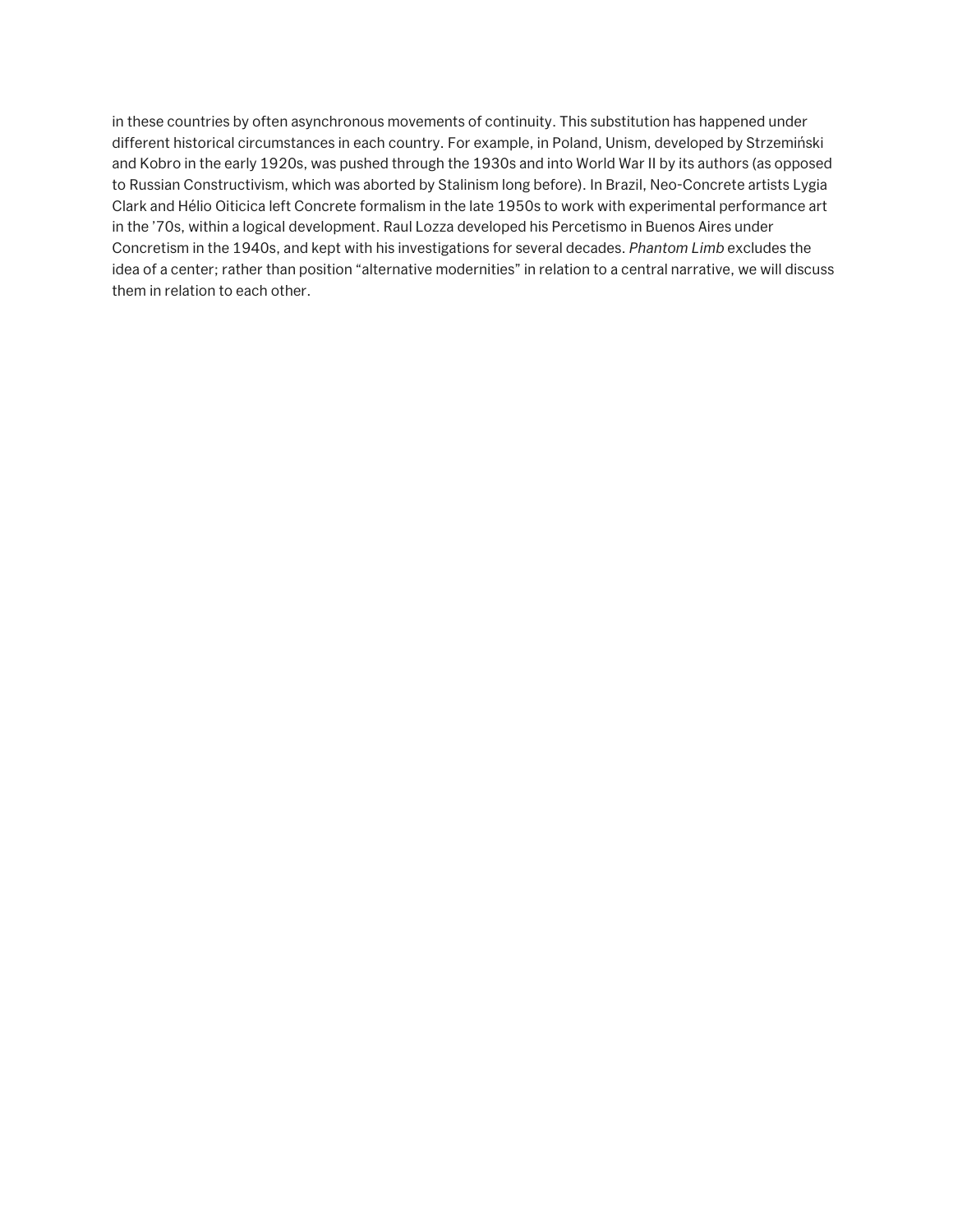in these countries by often asynchronous movements of continuity. This substitution has happened under different historical circumstances in each country. For example, in Poland, Unism, developed by Strzemiński and Kobro in the early 1920s, was pushed through the 1930s and into World War II by its authors (as opposed to Russian Constructivism, which was aborted by Stalinism long before). In Brazil, Neo-Concrete artists Lygia Clark and Hélio Oiticica left Concrete formalism in the late 1950s to work with experimental performance art in the '70s, within a logical development. Raul Lozza developed his Percetismo in Buenos Aires under Concretism in the 1940s, and kept with his investigations for several decades. *Phantom Limb* excludes the idea of a center; rather than position "alternative modernities" in relation to a central narrative, we will discuss them in relation to each other.